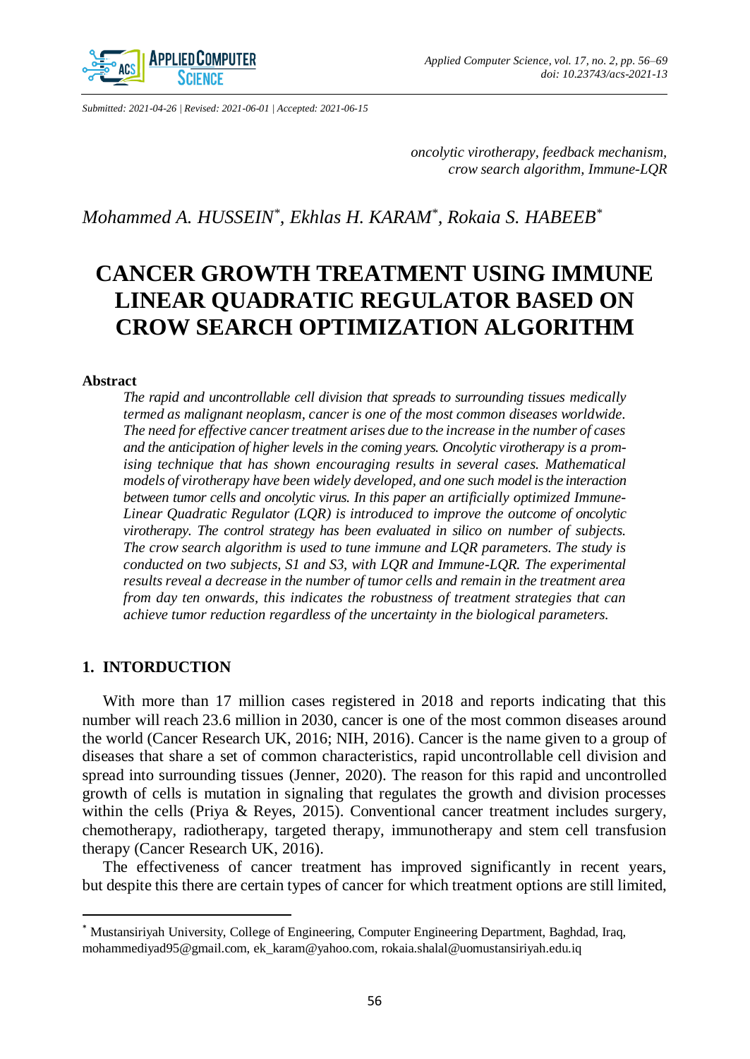Submitted: 2021-04-26 | Revised: 2021-06-01 | Accepted: 2021-06-15

*oncolytic virotherapy, feedback mechanism, crow search algorithm, Immune-LQR*

*Mohammed A. HUSSEIN*[*], *Ekhlas H. KARAM*[*], *Rokaia S. HABEEB*[*]

# CANCER GROWTH TREATMENT USING IMMUNE LINEAR QUADRATIC REGULATOR BASED ON CROW SEARCH OPTIMIZATION ALGORITHM

**Abstract**

*The rapid and uncontrollable cell division that spreads to surrounding tissues medically termed as malignant neoplasm, cancer is one of the most common diseases worldwide. The need for effective cancer treatment arises due to the increase in the number of cases and the anticipation of higher levels in the coming years. Oncolytic virotherapy is a promising technique that has shown encouraging results in several cases. Mathematical models of virotherapy have been widely developed, and one such model is the interaction between tumor cells and oncolytic virus. In this paper an artificially optimized Immune-Linear Quadratic Regulator (LQR) is introduced to improve the outcome of oncolytic virotherapy. The control strategy has been evaluated in silico on number of subjects. The crow search algorithm is used to tune immune and LQR parameters. The study is conducted on two subjects, S1 and S3, with LQR and Immune-LQR. The experimental results reveal a decrease in the number of tumor cells and remain in the treatment area from day ten onwards, this indicates the robustness of treatment strategies that can achieve tumor reduction regardless of the uncertainty in the biological parameters.*

## 1. INTORDUCTION

With more than 17 million cases registered in 2018 and reports indicating that this number will reach 23.6 million in 2030, cancer is one of the most common diseases around the world (Cancer Research UK, 2016; NIH, 2016). Cancer is the name given to a group of diseases that share a set of common characteristics, rapid uncontrollable cell division and spread into surrounding tissues (Jenner, 2020). The reason for this rapid and uncontrolled growth of cells is mutation in signaling that regulates the growth and division processes within the cells (Priya & Reyes, 2015). Conventional cancer treatment includes surgery, chemotherapy, radiotherapy, targeted therapy, immunotherapy and stem cell transfusion therapy (Cancer Research UK, 2016).

The effectiveness of cancer treatment has improved significantly in recent years, but despite this there are certain types of cancer for which treatment options are still limited,

---

[*] Mustansiriyah University, College of Engineering, Computer Engineering Department, Baghdad, Iraq, mohammediyad95@gmail.com, ek_karam@yahoo.com, rokaia.shalal@uomustansiriyah.edu.iq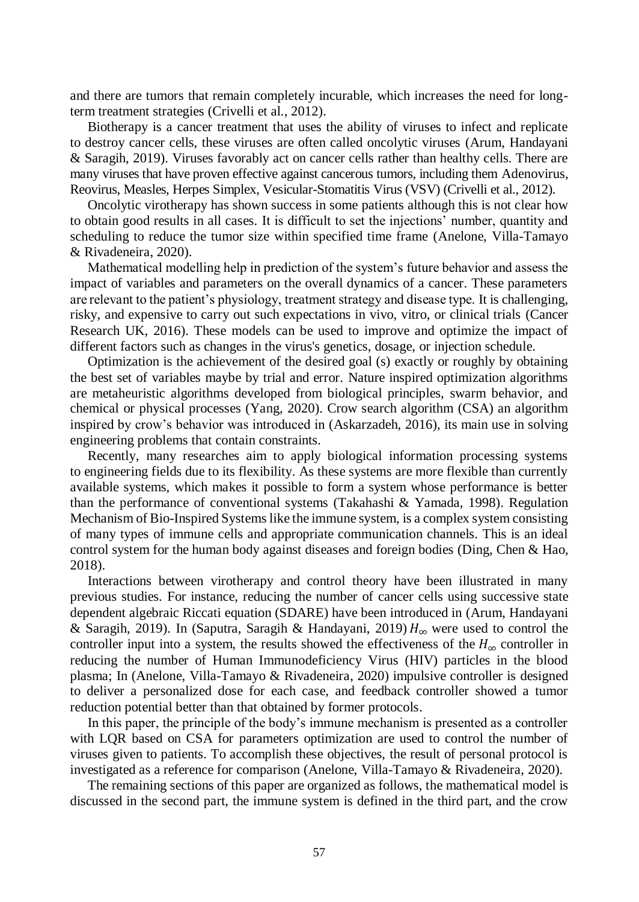and there are tumors that remain completely incurable, which increases the need for long-term treatment strategies (Crivelli et al., 2012).

Biotherapy is a cancer treatment that uses the ability of viruses to infect and replicate to destroy cancer cells, these viruses are often called oncolytic viruses (Arum, Handayani & Saragih, 2019). Viruses favorably act on cancer cells rather than healthy cells. There are many viruses that have proven effective against cancerous tumors, including them Adenovirus, Reovirus, Measles, Herpes Simplex, Vesicular-Stomatitis Virus (VSV) (Crivelli et al., 2012).

Oncolytic virotherapy has shown success in some patients although this is not clear how to obtain good results in all cases. It is difficult to set the injections' number, quantity and scheduling to reduce the tumor size within specified time frame (Anelone, Villa-Tamayo & Rivadeneira, 2020).

Mathematical modelling help in prediction of the system's future behavior and assess the impact of variables and parameters on the overall dynamics of a cancer. These parameters are relevant to the patient's physiology, treatment strategy and disease type. It is challenging, risky, and expensive to carry out such expectations in vivo, vitro, or clinical trials (Cancer Research UK, 2016). These models can be used to improve and optimize the impact of different factors such as changes in the virus's genetics, dosage, or injection schedule.

Optimization is the achievement of the desired goal (s) exactly or roughly by obtaining the best set of variables maybe by trial and error. Nature inspired optimization algorithms are metaheuristic algorithms developed from biological principles, swarm behavior, and chemical or physical processes (Yang, 2020). Crow search algorithm (CSA) an algorithm inspired by crow's behavior was introduced in (Askarzadeh, 2016), its main use in solving engineering problems that contain constraints.

Recently, many researches aim to apply biological information processing systems to engineering fields due to its flexibility. As these systems are more flexible than currently available systems, which makes it possible to form a system whose performance is better than the performance of conventional systems (Takahashi & Yamada, 1998). Regulation Mechanism of Bio-Inspired Systems like the immune system, is a complex system consisting of many types of immune cells and appropriate communication channels. This is an ideal control system for the human body against diseases and foreign bodies (Ding, Chen & Hao, 2018).

Interactions between virotherapy and control theory have been illustrated in many previous studies. For instance, reducing the number of cancer cells using successive state dependent algebraic Riccati equation (SDARE) have been introduced in (Arum, Handayani & Saragih, 2019). In (Saputra, Saragih & Handayani, 2019) $H_{\infty}$ were used to control the controller input into a system, the results showed the effectiveness of the $H_{\infty}$ controller in reducing the number of Human Immunodeficiency Virus (HIV) particles in the blood plasma; In (Anelone, Villa-Tamayo & Rivadeneira, 2020) impulsive controller is designed to deliver a personalized dose for each case, and feedback controller showed a tumor reduction potential better than that obtained by former protocols.

In this paper, the principle of the body's immune mechanism is presented as a controller with LQR based on CSA for parameters optimization are used to control the number of viruses given to patients. To accomplish these objectives, the result of personal protocol is investigated as a reference for comparison (Anelone, Villa-Tamayo & Rivadeneira, 2020).

The remaining sections of this paper are organized as follows, the mathematical model is discussed in the second part, the immune system is defined in the third part, and the crow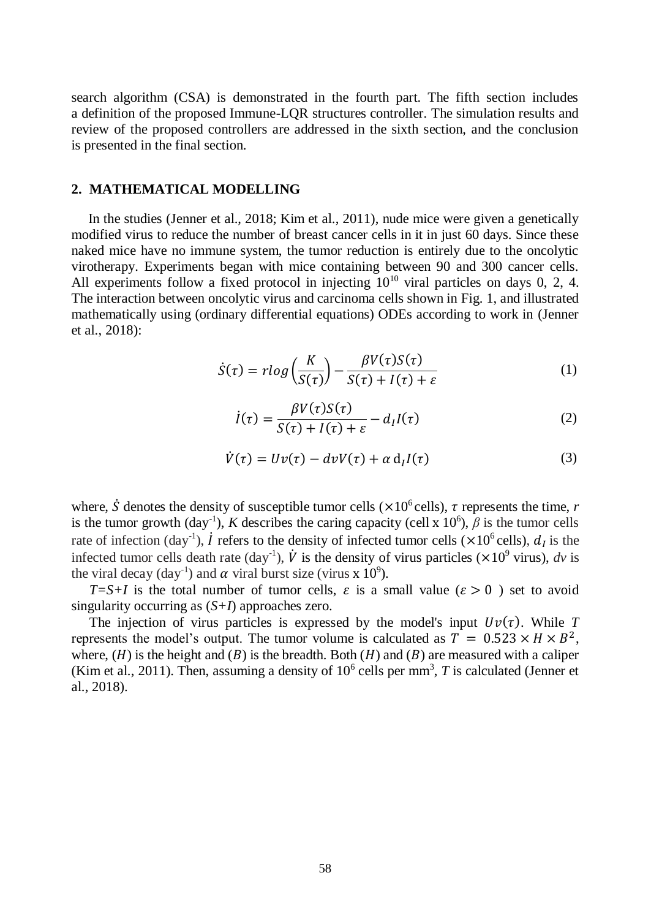search algorithm (CSA) is demonstrated in the fourth part. The fifth section includes a definition of the proposed Immune-LQR structures controller. The simulation results and review of the proposed controllers are addressed in the sixth section, and the conclusion is presented in the final section.

## 2. MATHEMATICAL MODELLING

In the studies (Jenner et al., 2018; Kim et al., 2011), nude mice were given a genetically modified virus to reduce the number of breast cancer cells in it in just 60 days. Since these naked mice have no immune system, the tumor reduction is entirely due to the oncolytic virotherapy. Experiments began with mice containing between 90 and 300 cancer cells. All experiments follow a fixed protocol in injecting $10^{10}$ viral particles on days 0, 2, 4. The interaction between oncolytic virus and carcinoma cells shown in Fig. 1, and illustrated mathematically using (ordinary differential equations) ODEs according to work in (Jenner et al., 2018):

$$\dot{S}(\tau) = r log\left(\frac{K}{S(\tau)}\right) - \frac{\beta V(\tau)S(\tau)}{S(\tau) + I(\tau) + \varepsilon} \tag{1}$$

$$\dot{I}(\tau) = \frac{\beta V(\tau)S(\tau)}{S(\tau) + I(\tau) + \varepsilon} - d_I I(\tau) \tag{2}$$

$$\dot{V}(\tau) = Uv(\tau) - dvV(\tau) + \alpha\, d_I I(\tau) \tag{3}$$

where, $\dot{S}$ denotes the density of susceptible tumor cells ($\times 10^6$ cells), $\tau$ represents the time, *r* is the tumor growth (day$^{-1}$), *K* describes the caring capacity (cell x $10^6$), $\beta$ is the tumor cells rate of infection (day$^{-1}$), $\dot{I}$ refers to the density of infected tumor cells ($\times 10^6$ cells), $d_I$ is the infected tumor cells death rate (day$^{-1}$), $\dot{V}$ is the density of virus particles ($\times 10^9$ virus), *dv* is the viral decay (day$^{-1}$) and $\alpha$ viral burst size (virus x $10^9$).

*T=S+I* is the total number of tumor cells, $\varepsilon$ is a small value ($\varepsilon > 0$ ) set to avoid singularity occurring as (*S+I*) approaches zero.

The injection of virus particles is expressed by the model's input $Uv(\tau)$. While $T$ represents the model's output. The tumor volume is calculated as $T = 0.523 \times H \times B^2$, where, $(H)$ is the height and $(B)$ is the breadth. Both $(H)$ and $(B)$ are measured with a caliper (Kim et al., 2011). Then, assuming a density of $10^6$ cells per mm$^3$, *T* is calculated (Jenner et al., 2018).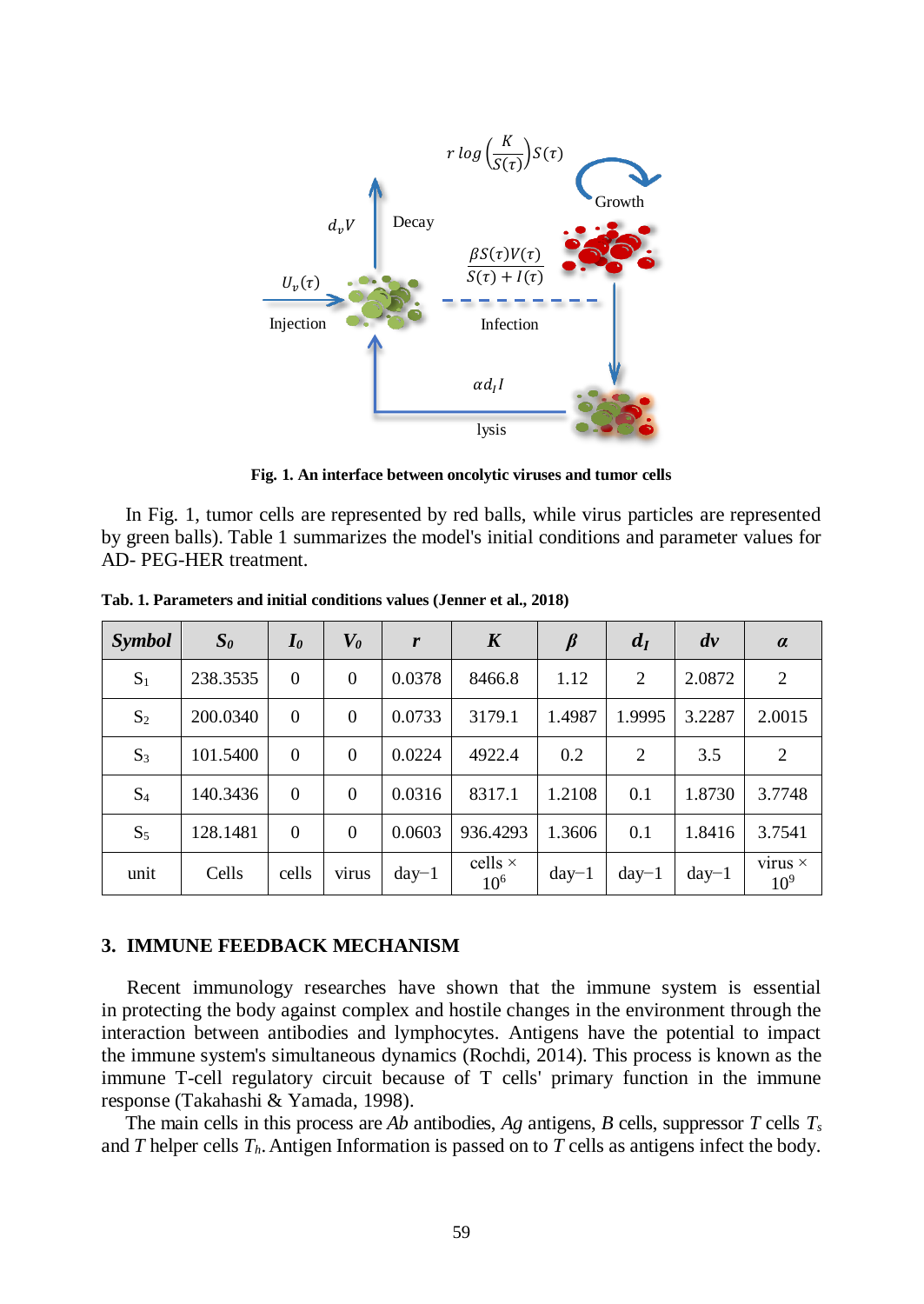Fig. 1. An interface between oncolytic viruses and tumor cells

In Fig. 1, tumor cells are represented by red balls, while virus particles are represented by green balls). Table 1 summarizes the model's initial conditions and parameter values for AD- PEG-HER treatment.

**Tab. 1. Parameters and initial conditions values (Jenner et al., 2018)**

| *Symbol* | $S_0$ | $I_0$ | $V_0$ | *r* | *K* | *β* | $d_I$ | *dv* | *α* |
|---|---|---|---|---|---|---|---|---|---|
| $S_1$ | 238.3535 | 0 | 0 | 0.0378 | 8466.8 | 1.12 | 2 | 2.0872 | 2 |
| $S_2$ | 200.0340 | 0 | 0 | 0.0733 | 3179.1 | 1.4987 | 1.9995 | 3.2287 | 2.0015 |
| $S_3$ | 101.5400 | 0 | 0 | 0.0224 | 4922.4 | 0.2 | 2 | 3.5 | 2 |
| $S_4$ | 140.3436 | 0 | 0 | 0.0316 | 8317.1 | 1.2108 | 0.1 | 1.8730 | 3.7748 |
| $S_5$ | 128.1481 | 0 | 0 | 0.0603 | 936.4293 | 1.3606 | 0.1 | 1.8416 | 3.7541 |
| unit | Cells | cells | virus | day−1 | cells × $10^6$ | day−1 | day−1 | day−1 | virus × $10^9$ |

## 3. IMMUNE FEEDBACK MECHANISM

Recent immunology researches have shown that the immune system is essential in protecting the body against complex and hostile changes in the environment through the interaction between antibodies and lymphocytes. Antigens have the potential to impact the immune system's simultaneous dynamics (Rochdi, 2014). This process is known as the immune T-cell regulatory circuit because of T cells' primary function in the immune response (Takahashi & Yamada, 1998).

The main cells in this process are *Ab* antibodies, *Ag* antigens, *B* cells, suppressor *T* cells $T_s$ and *T* helper cells $T_h$. Antigen Information is passed on to *T* cells as antigens infect the body.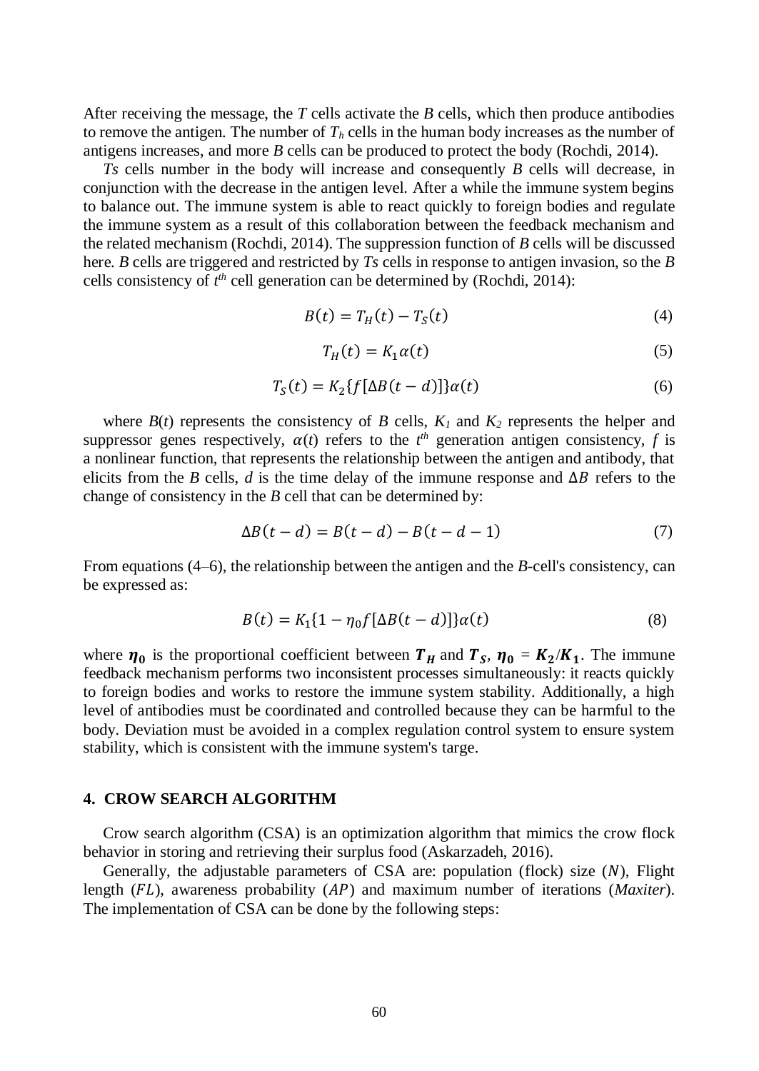After receiving the message, the *T* cells activate the *B* cells, which then produce antibodies to remove the antigen. The number of $T_h$ cells in the human body increases as the number of antigens increases, and more *B* cells can be produced to protect the body (Rochdi, 2014).

*Ts* cells number in the body will increase and consequently *B* cells will decrease, in conjunction with the decrease in the antigen level. After a while the immune system begins to balance out. The immune system is able to react quickly to foreign bodies and regulate the immune system as a result of this collaboration between the feedback mechanism and the related mechanism (Rochdi, 2014). The suppression function of *B* cells will be discussed here. *B* cells are triggered and restricted by *Ts* cells in response to antigen invasion, so the *B* cells consistency of $t^{th}$ cell generation can be determined by (Rochdi, 2014):

$$B(t) = T_H(t) - T_S(t) \tag{4}$$

$$T_H(t) = K_1 \alpha(t) \tag{5}$$

$$T_S(t) = K_2\{f[\Delta B(t-d)]\}\alpha(t) \tag{6}$$

where $B(t)$ represents the consistency of *B* cells, $K_1$ and $K_2$ represents the helper and suppressor genes respectively, $\alpha(t)$ refers to the $t^{th}$ generation antigen consistency, $f$ is a nonlinear function, that represents the relationship between the antigen and antibody, that elicits from the *B* cells, $d$ is the time delay of the immune response and $\Delta B$ refers to the change of consistency in the *B* cell that can be determined by:

$$\Delta B(t-d) = B(t-d) - B(t-d-1) \tag{7}$$

From equations (4–6), the relationship between the antigen and the *B*-cell's consistency, can be expressed as:

$$B(t) = K_1\{1 - \eta_0 f[\Delta B(t-d)]\}\alpha(t) \tag{8}$$

where $\boldsymbol{\eta_0}$ is the proportional coefficient between $\boldsymbol{T_H}$ and $\boldsymbol{T_S}$, $\boldsymbol{\eta_0} = \boldsymbol{K_2}/\boldsymbol{K_1}$. The immune feedback mechanism performs two inconsistent processes simultaneously: it reacts quickly to foreign bodies and works to restore the immune system stability. Additionally, a high level of antibodies must be coordinated and controlled because they can be harmful to the body. Deviation must be avoided in a complex regulation control system to ensure system stability, which is consistent with the immune system's targe.

## 4. CROW SEARCH ALGORITHM

Crow search algorithm (CSA) is an optimization algorithm that mimics the crow flock behavior in storing and retrieving their surplus food (Askarzadeh, 2016).

Generally, the adjustable parameters of CSA are: population (flock) size ($N$), Flight length ($FL$), awareness probability ($AP$) and maximum number of iterations (*Maxiter*). The implementation of CSA can be done by the following steps: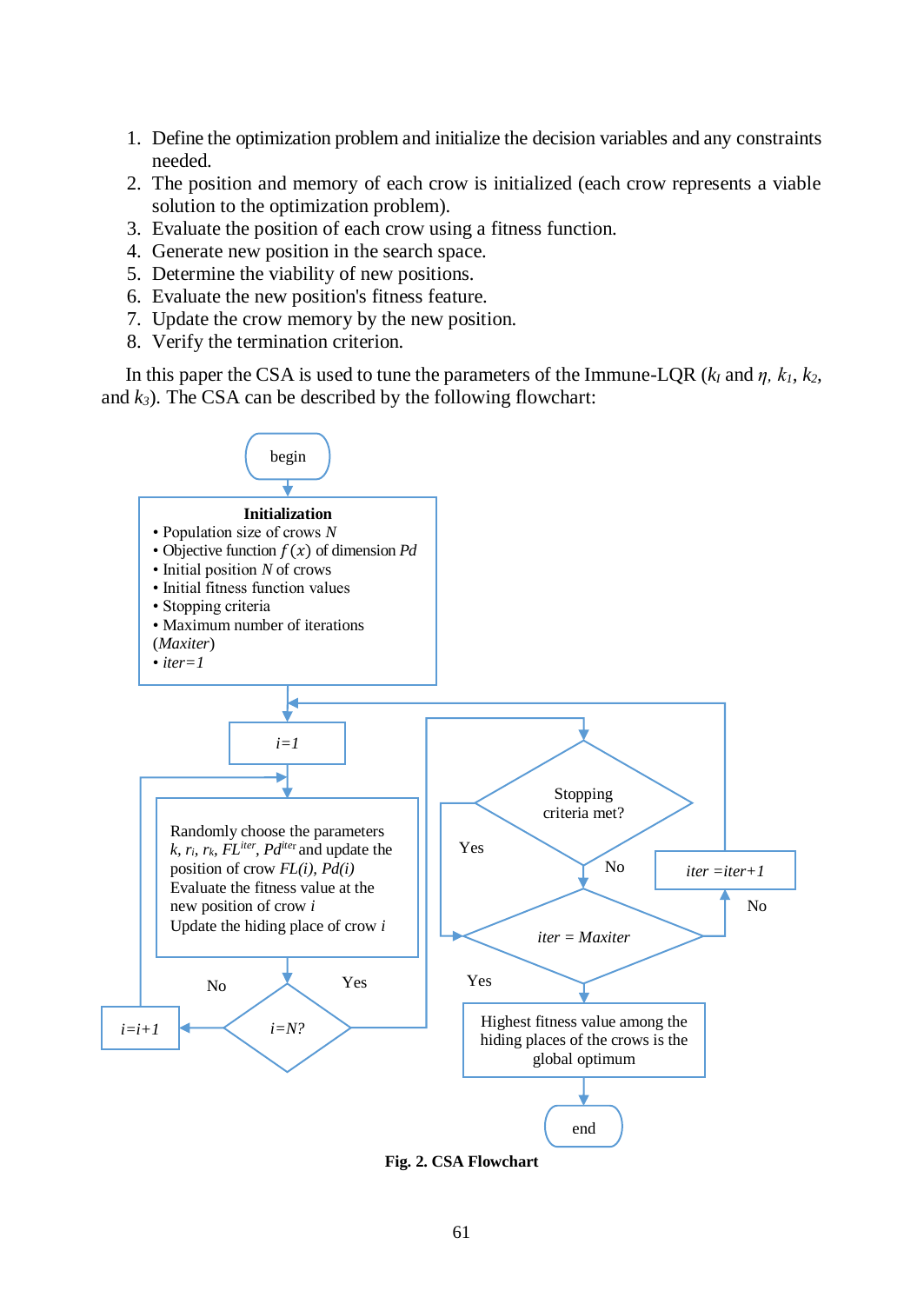1. Define the optimization problem and initialize the decision variables and any constraints needed.
2. The position and memory of each crow is initialized (each crow represents a viable solution to the optimization problem).
3. Evaluate the position of each crow using a fitness function.
4. Generate new position in the search space.
5. Determine the viability of new positions.
6. Evaluate the new position's fitness feature.
7. Update the crow memory by the new position.
8. Verify the termination criterion.

In this paper the CSA is used to tune the parameters of the Immune-LQR ($k_I$ and $\eta$, $k_1$, $k_2$, and $k_3$). The CSA can be described by the following flowchart:

begin

**Initialization**
- Population size of crows $N$
- Objective function $f(x)$ of dimension $Pd$
- Initial position $N$ of crows
- Initial fitness function values
- Stopping criteria
- Maximum number of iterations ($Maxiter$)
- $iter=1$

$i=1$

Randomly choose the parameters $k$, $r_i$, $r_k$, $FL^{iter}$, $Pd^{iter}$ and update the position of crow $FL(i)$, $Pd(i)$
Evaluate the fitness value at the new position of crow $i$
Update the hiding place of crow $i$

$i=N$? — No: $i=i+1$; Yes: Stopping criteria met?

Stopping criteria met? — No: $iter = Maxiter$; Yes: $iter = Maxiter$

$iter = Maxiter$ — No: $iter = iter+1$; Yes: Highest fitness value among the hiding places of the crows is the global optimum

end

**Fig. 2. CSA Flowchart**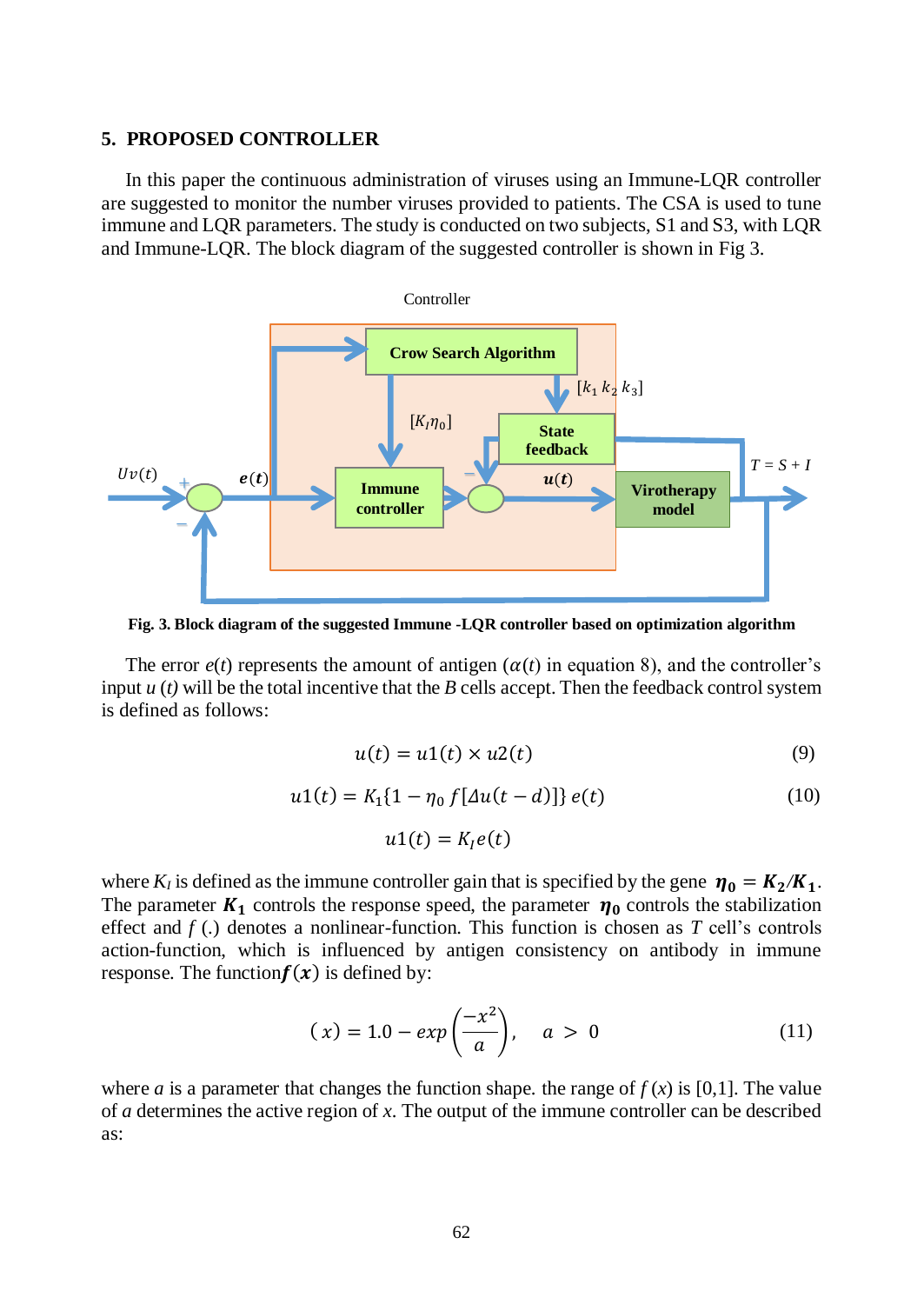## 5. PROPOSED CONTROLLER

In this paper the continuous administration of viruses using an Immune-LQR controller are suggested to monitor the number viruses provided to patients. The CSA is used to tune immune and LQR parameters. The study is conducted on two subjects, S1 and S3, with LQR and Immune-LQR. The block diagram of the suggested controller is shown in Fig 3.

**Fig. 3. Block diagram of the suggested Immune -LQR controller based on optimization algorithm**

The error $e(t)$ represents the amount of antigen ($\alpha(t)$ in equation 8), and the controller's input $u\,(t)$ will be the total incentive that the $B$ cells accept. Then the feedback control system is defined as follows:

$$u(t) = u1(t) \times u2(t) \tag{9}$$

$$u1(t) = K_1\{1 - \eta_0\, f[\Delta u(t-d)]\}\, e(t) \tag{10}$$

$$u1(t) = K_I e(t)$$

where $K_I$ is defined as the immune controller gain that is specified by the gene $\boldsymbol{\eta_0} = \boldsymbol{K_2}/\boldsymbol{K_1}$. The parameter $\boldsymbol{K_1}$ controls the response speed, the parameter $\boldsymbol{\eta_0}$ controls the stabilization effect and $f\,(.)$ denotes a nonlinear-function. This function is chosen as $T$ cell's controls action-function, which is influenced by antigen consistency on antibody in immune response. The function $\boldsymbol{f}(\boldsymbol{x})$ is defined by:

$$(x) = 1.0 - exp\left(\frac{-x^2}{a}\right), \quad a > 0 \tag{11}$$

where $a$ is a parameter that changes the function shape. the range of $f\,(x)$ is [0,1]. The value of $a$ determines the active region of $x$. The output of the immune controller can be described as: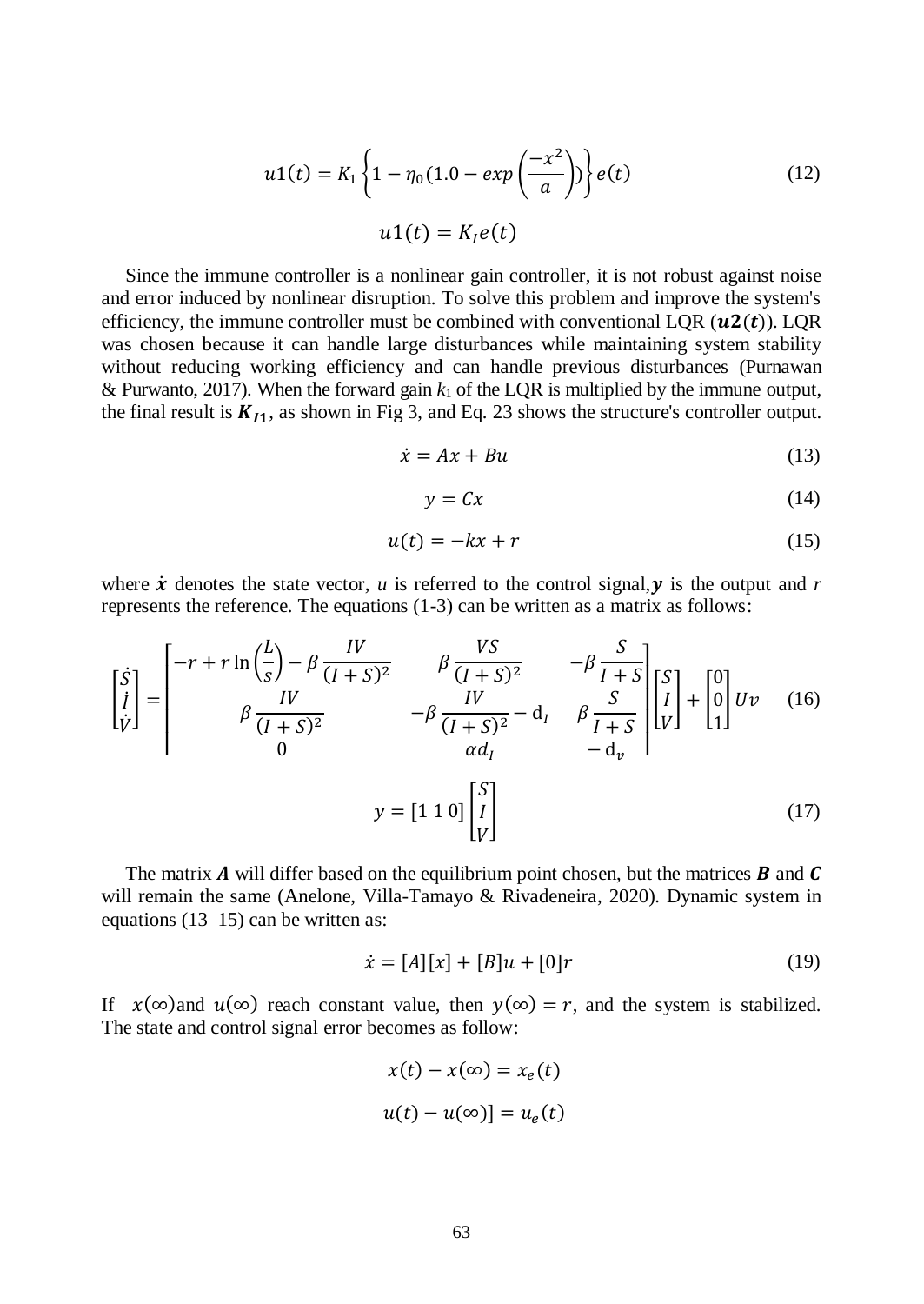$$u1(t) = K_1 \left\{ 1 - \eta_0 (1.0 - exp\left(\frac{-x^2}{a}\right)) \right\} e(t) \tag{12}$$

$$u1(t) = K_I e(t)$$

Since the immune controller is a nonlinear gain controller, it is not robust against noise and error induced by nonlinear disruption. To solve this problem and improve the system's efficiency, the immune controller must be combined with conventional LQR ($\boldsymbol{u2(t)}$). LQR was chosen because it can handle large disturbances while maintaining system stability without reducing working efficiency and can handle previous disturbances (Purnawan & Purwanto, 2017). When the forward gain $k_1$ of the LQR is multiplied by the immune output, the final result is $\boldsymbol{K_{I1}}$, as shown in Fig 3, and Eq. 23 shows the structure's controller output.

$$\dot{x} = Ax + Bu \tag{13}$$

$$y = Cx \tag{14}$$

$$u(t) = -kx + r \tag{15}$$

where $\dot{\boldsymbol{x}}$ denotes the state vector, $u$ is referred to the control signal, $\boldsymbol{y}$ is the output and $r$ represents the reference. The equations (1-3) can be written as a matrix as follows:

$$\begin{bmatrix} \dot{S} \\ \dot{I} \\ \dot{V} \end{bmatrix} = \begin{bmatrix} -r + r\ln\left(\frac{L}{s}\right) - \beta\frac{IV}{(I+S)^2} & \beta\frac{VS}{(I+S)^2} & -\beta\frac{S}{I+S} \\ \beta\frac{IV}{(I+S)^2} & -\beta\frac{IV}{(I+S)^2} - \mathrm{d}_I & \beta\frac{S}{I+S} \\ 0 & \alpha d_I & -\mathrm{d}_v \end{bmatrix} \begin{bmatrix} S \\ I \\ V \end{bmatrix} + \begin{bmatrix} 0 \\ 0 \\ 1 \end{bmatrix} Uv \tag{16}$$

$$y = [1\ 1\ 0] \begin{bmatrix} S \\ I \\ V \end{bmatrix} \tag{17}$$

The matrix $\boldsymbol{A}$ will differ based on the equilibrium point chosen, but the matrices $\boldsymbol{B}$ and $\boldsymbol{C}$ will remain the same (Anelone, Villa-Tamayo & Rivadeneira, 2020). Dynamic system in equations (13–15) can be written as:

$$\dot{x} = [A][x] + [B]u + [0]r \tag{19}$$

If $x(\infty)$ and $u(\infty)$ reach constant value, then $y(\infty) = r$, and the system is stabilized. The state and control signal error becomes as follow:

$$x(t) - x(\infty) = x_e(t)$$

$$u(t) - u(\infty)] = u_e(t)$$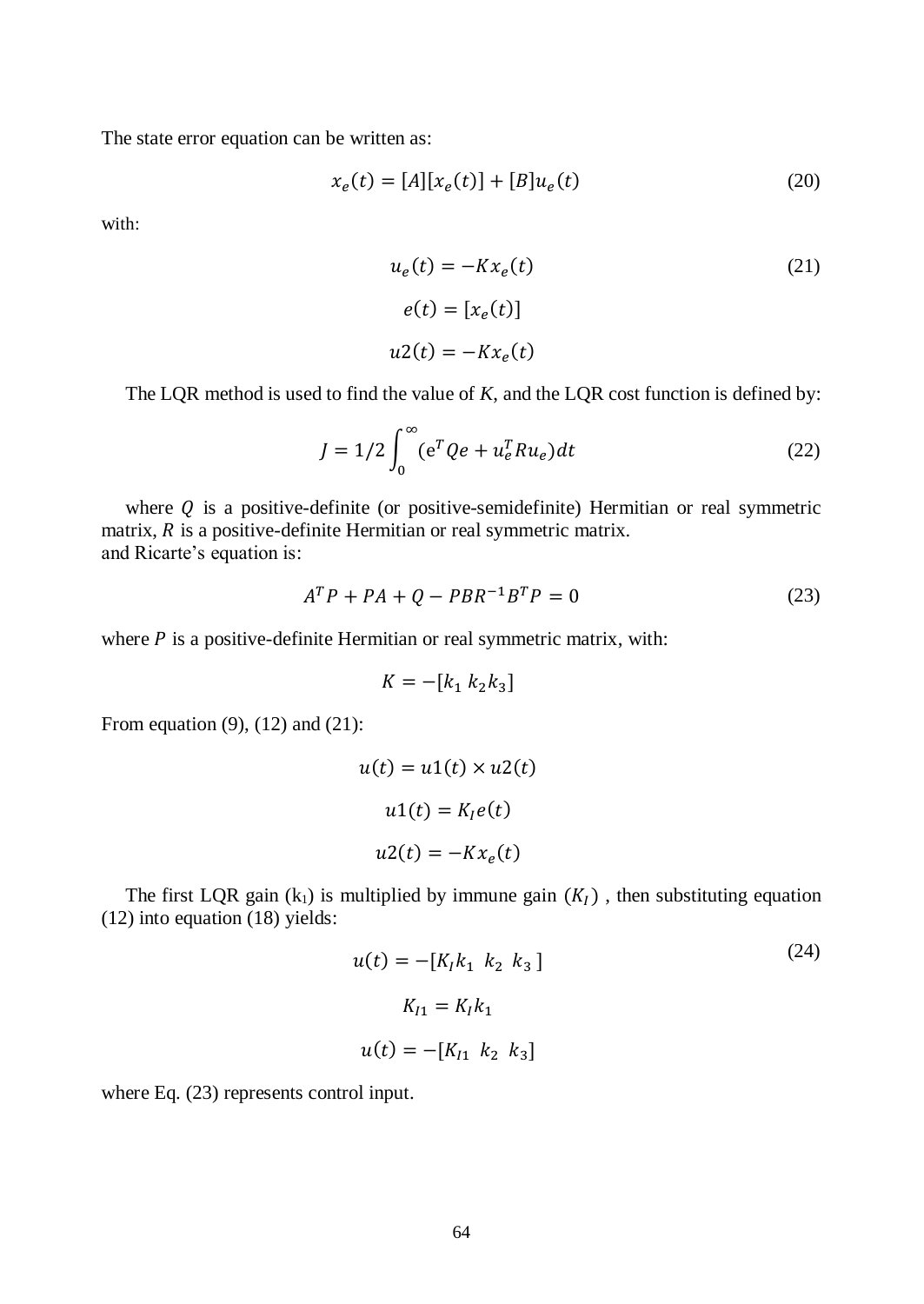The state error equation can be written as:

$$x_e(t) = [A][x_e(t)] + [B]u_e(t) \tag{20}$$

with:

$$u_e(t) = -Kx_e(t) \tag{21}$$

$$e(t) = [x_e(t)]$$

$$u2(t) = -Kx_e(t)$$

The LQR method is used to find the value of $K$, and the LQR cost function is defined by:

$$J = 1/2 \int_0^\infty (e^T Qe + u_e^T Ru_e)dt \tag{22}$$

where $Q$ is a positive-definite (or positive-semidefinite) Hermitian or real symmetric matrix, $R$ is a positive-definite Hermitian or real symmetric matrix.
and Ricarte's equation is:

$$A^T P + PA + Q - PBR^{-1}B^T P = 0 \tag{23}$$

where $P$ is a positive-definite Hermitian or real symmetric matrix, with:

$$K = -[k_1 \ k_2 k_3]$$

From equation (9), (12) and (21):

$$u(t) = u1(t) \times u2(t)$$

$$u1(t) = K_I e(t)$$

$$u2(t) = -Kx_e(t)$$

The first LQR gain ($k_1$) is multiplied by immune gain ($K_I$) , then substituting equation (12) into equation (18) yields:

$$u(t) = -[K_I k_1 \ \ k_2 \ \ k_3 \,] \tag{24}$$

$$K_{I1} = K_I k_1$$

$$u(t) = -[K_{I1} \ \ k_2 \ \ k_3]$$

where Eq. (23) represents control input.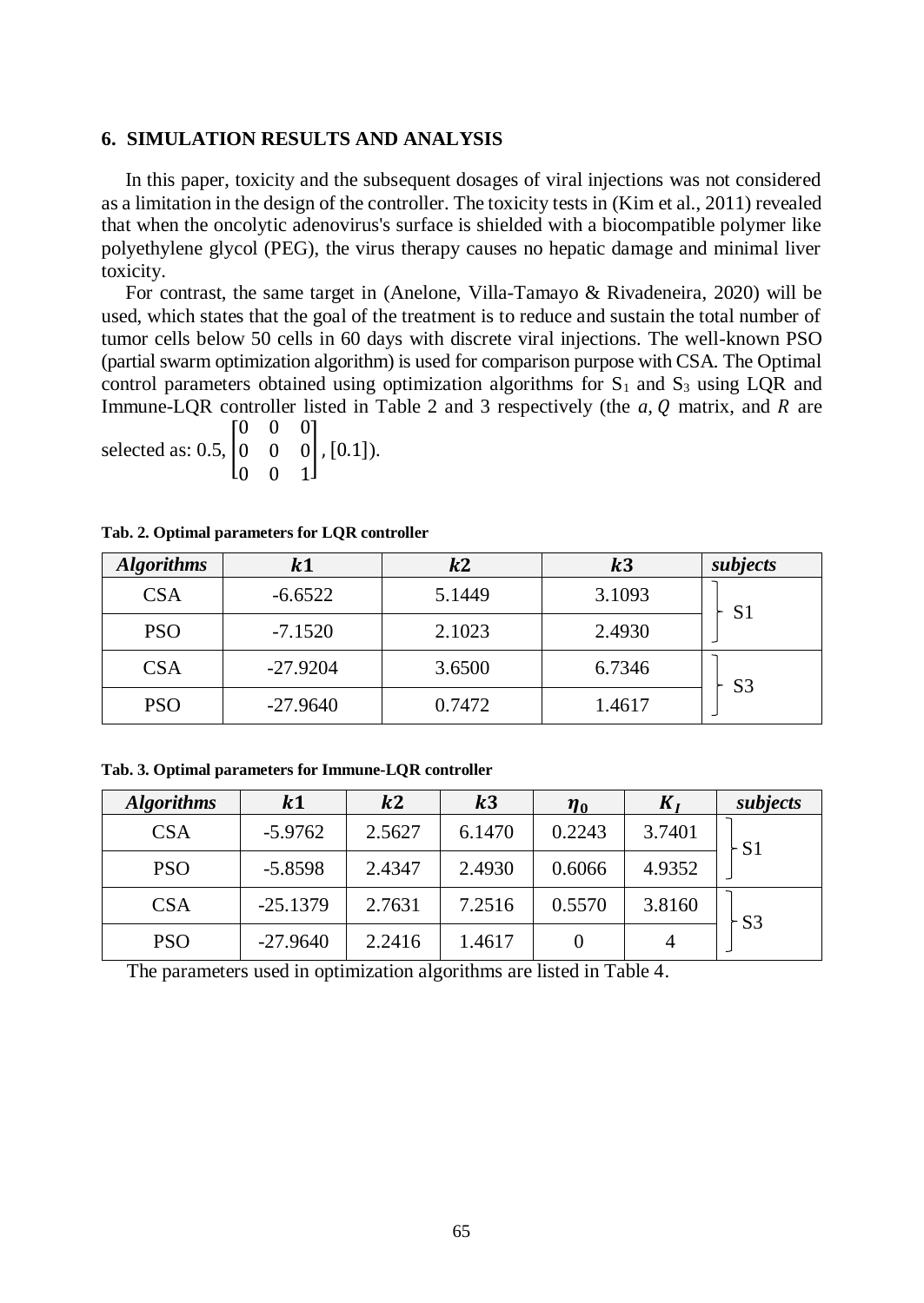## 6. SIMULATION RESULTS AND ANALYSIS

In this paper, toxicity and the subsequent dosages of viral injections was not considered as a limitation in the design of the controller. The toxicity tests in (Kim et al., 2011) revealed that when the oncolytic adenovirus's surface is shielded with a biocompatible polymer like polyethylene glycol (PEG), the virus therapy causes no hepatic damage and minimal liver toxicity.

For contrast, the same target in (Anelone, Villa-Tamayo & Rivadeneira, 2020) will be used, which states that the goal of the treatment is to reduce and sustain the total number of tumor cells below 50 cells in 60 days with discrete viral injections. The well-known PSO (partial swarm optimization algorithm) is used for comparison purpose with CSA. The Optimal control parameters obtained using optimization algorithms for $S_1$ and $S_3$ using LQR and Immune-LQR controller listed in Table 2 and 3 respectively (the $a, Q$ matrix, and $R$ are selected as: 0.5, $\begin{bmatrix} 0 & 0 & 0 \\ 0 & 0 & 0 \\ 0 & 0 & 1 \end{bmatrix}$, [0.1]).

**Tab. 2. Optimal parameters for LQR controller**

| *Algorithms* | $k1$ | $k2$ | $k3$ | *subjects* |
|---|---|---|---|---|
| CSA | -6.6522 | 5.1449 | 3.1093 | S1 |
| PSO | -7.1520 | 2.1023 | 2.4930 | |
| CSA | -27.9204 | 3.6500 | 6.7346 | S3 |
| PSO | -27.9640 | 0.7472 | 1.4617 | |

**Tab. 3. Optimal parameters for Immune-LQR controller**

| *Algorithms* | $k1$ | $k2$ | $k3$ | $\eta_0$ | $K_I$ | *subjects* |
|---|---|---|---|---|---|---|
| CSA | -5.9762 | 2.5627 | 6.1470 | 0.2243 | 3.7401 | S1 |
| PSO | -5.8598 | 2.4347 | 2.4930 | 0.6066 | 4.9352 | |
| CSA | -25.1379 | 2.7631 | 7.2516 | 0.5570 | 3.8160 | S3 |
| PSO | -27.9640 | 2.2416 | 1.4617 | 0 | 4 | |

The parameters used in optimization algorithms are listed in Table 4.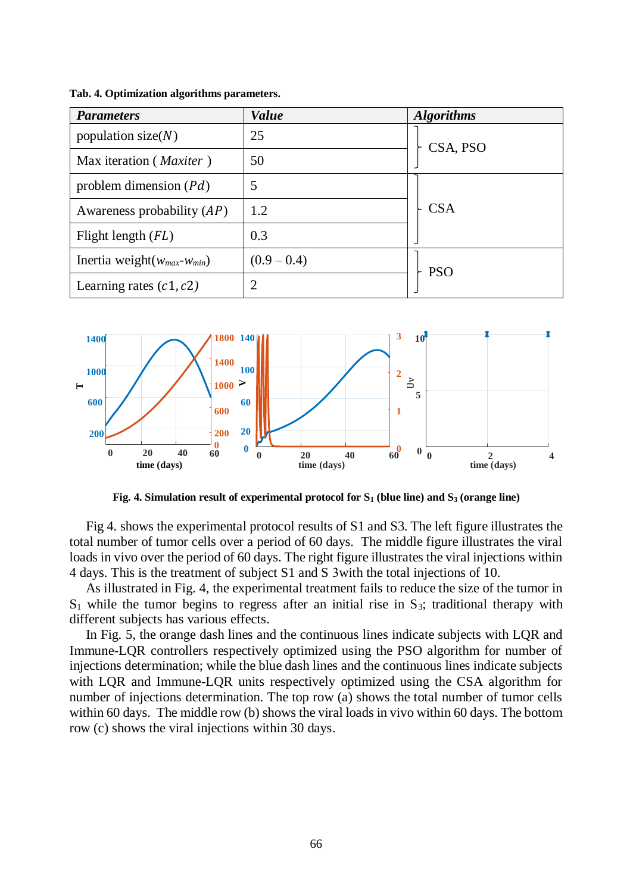**Tab. 4. Optimization algorithms parameters.**

| *Parameters* | *Value* | *Algorithms* |
|---|---|---|
| population size($N$) | 25 | CSA, PSO |
| Max iteration ( *Maxiter* ) | 50 | |
| problem dimension ($Pd$) | 5 | CSA |
| Awareness probability ($AP$) | 1.2 | |
| Flight length ($FL$) | 0.3 | |
| Inertia weight($w_{max}$-$w_{min}$) | (0.9 – 0.4) | PSO |
| Learning rates ($c1, c2$) | 2 | |

**Fig. 4. Simulation result of experimental protocol for $S_1$ (blue line) and $S_3$ (orange line)**

Fig 4. shows the experimental protocol results of S1 and S3. The left figure illustrates the total number of tumor cells over a period of 60 days. The middle figure illustrates the viral loads in vivo over the period of 60 days. The right figure illustrates the viral injections within 4 days. This is the treatment of subject S1 and S 3with the total injections of 10.

As illustrated in Fig. 4, the experimental treatment fails to reduce the size of the tumor in $S_1$ while the tumor begins to regress after an initial rise in $S_3$; traditional therapy with different subjects has various effects.

In Fig. 5, the orange dash lines and the continuous lines indicate subjects with LQR and Immune-LQR controllers respectively optimized using the PSO algorithm for number of injections determination; while the blue dash lines and the continuous lines indicate subjects with LQR and Immune-LQR units respectively optimized using the CSA algorithm for number of injections determination. The top row (a) shows the total number of tumor cells within 60 days. The middle row (b) shows the viral loads in vivo within 60 days. The bottom row (c) shows the viral injections within 30 days.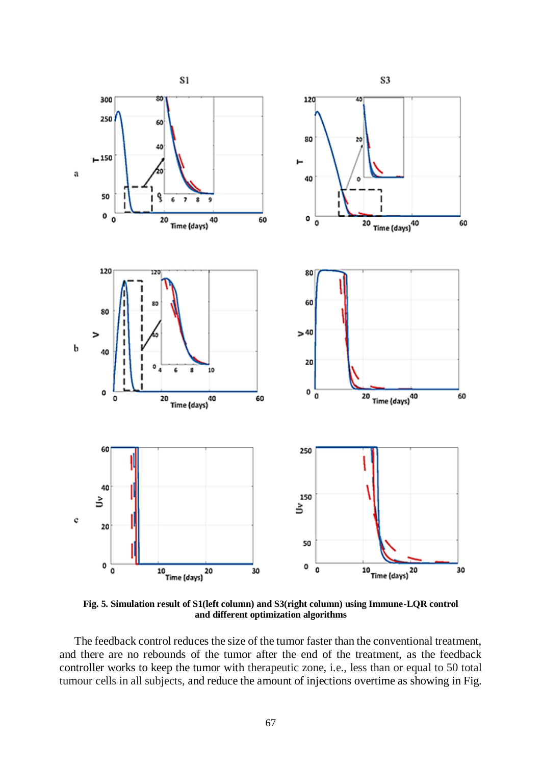**Fig. 5. Simulation result of S1(left column) and S3(right column) using Immune-LQR control and different optimization algorithms**

The feedback control reduces the size of the tumor faster than the conventional treatment, and there are no rebounds of the tumor after the end of the treatment, as the feedback controller works to keep the tumor with therapeutic zone, i.e., less than or equal to 50 total tumour cells in all subjects, and reduce the amount of injections overtime as showing in Fig.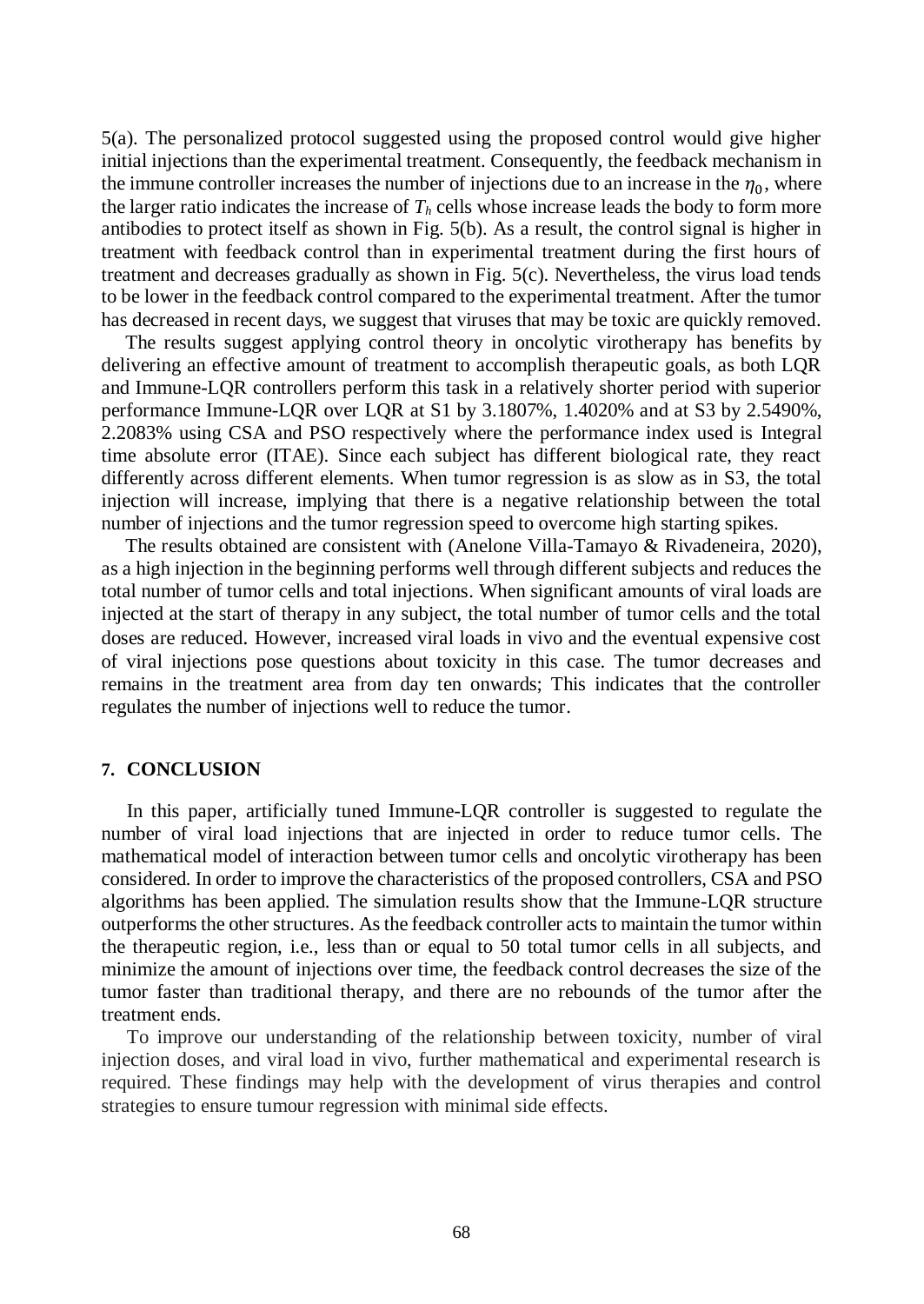5(a). The personalized protocol suggested using the proposed control would give higher initial injections than the experimental treatment. Consequently, the feedback mechanism in the immune controller increases the number of injections due to an increase in the $\eta_0$, where the larger ratio indicates the increase of $T_h$ cells whose increase leads the body to form more antibodies to protect itself as shown in Fig. 5(b). As a result, the control signal is higher in treatment with feedback control than in experimental treatment during the first hours of treatment and decreases gradually as shown in Fig. 5(c). Nevertheless, the virus load tends to be lower in the feedback control compared to the experimental treatment. After the tumor has decreased in recent days, we suggest that viruses that may be toxic are quickly removed.

The results suggest applying control theory in oncolytic virotherapy has benefits by delivering an effective amount of treatment to accomplish therapeutic goals, as both LQR and Immune-LQR controllers perform this task in a relatively shorter period with superior performance Immune-LQR over LQR at S1 by 3.1807%, 1.4020% and at S3 by 2.5490%, 2.2083% using CSA and PSO respectively where the performance index used is Integral time absolute error (ITAE). Since each subject has different biological rate, they react differently across different elements. When tumor regression is as slow as in S3, the total injection will increase, implying that there is a negative relationship between the total number of injections and the tumor regression speed to overcome high starting spikes.

The results obtained are consistent with (Anelone Villa-Tamayo & Rivadeneira, 2020), as a high injection in the beginning performs well through different subjects and reduces the total number of tumor cells and total injections. When significant amounts of viral loads are injected at the start of therapy in any subject, the total number of tumor cells and the total doses are reduced. However, increased viral loads in vivo and the eventual expensive cost of viral injections pose questions about toxicity in this case. The tumor decreases and remains in the treatment area from day ten onwards; This indicates that the controller regulates the number of injections well to reduce the tumor.

## 7. CONCLUSION

In this paper, artificially tuned Immune-LQR controller is suggested to regulate the number of viral load injections that are injected in order to reduce tumor cells. The mathematical model of interaction between tumor cells and oncolytic virotherapy has been considered. In order to improve the characteristics of the proposed controllers, CSA and PSO algorithms has been applied. The simulation results show that the Immune-LQR structure outperforms the other structures. As the feedback controller acts to maintain the tumor within the therapeutic region, i.e., less than or equal to 50 total tumor cells in all subjects, and minimize the amount of injections over time, the feedback control decreases the size of the tumor faster than traditional therapy, and there are no rebounds of the tumor after the treatment ends.

To improve our understanding of the relationship between toxicity, number of viral injection doses, and viral load in vivo, further mathematical and experimental research is required. These findings may help with the development of virus therapies and control strategies to ensure tumour regression with minimal side effects.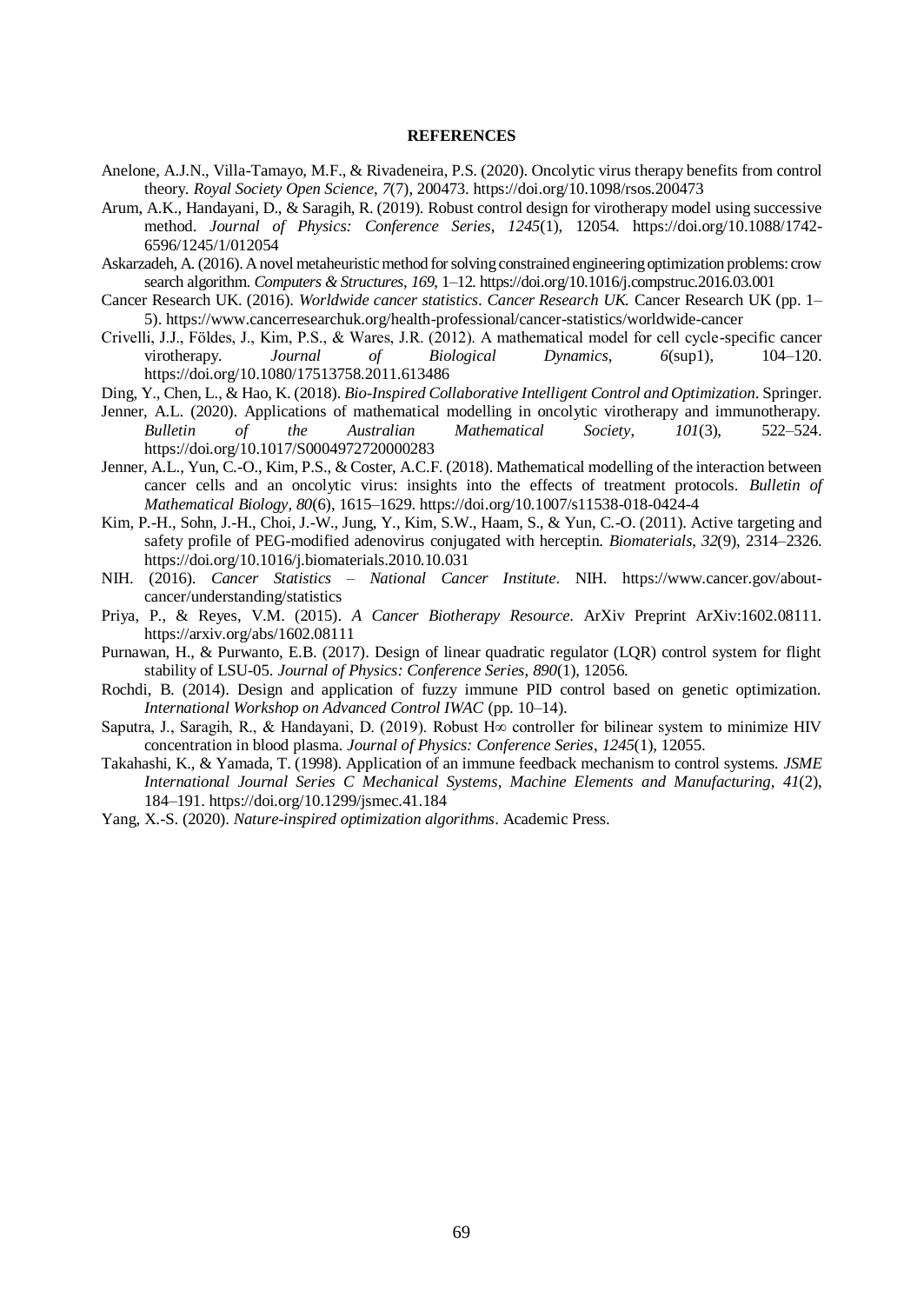## REFERENCES

Anelone, A.J.N., Villa-Tamayo, M.F., & Rivadeneira, P.S. (2020). Oncolytic virus therapy benefits from control theory. *Royal Society Open Science*, *7*(7), 200473. https://doi.org/10.1098/rsos.200473

Arum, A.K., Handayani, D., & Saragih, R. (2019). Robust control design for virotherapy model using successive method. *Journal of Physics: Conference Series*, *1245*(1), 12054. https://doi.org/10.1088/1742-6596/1245/1/012054

Askarzadeh, A. (2016). A novel metaheuristic method for solving constrained engineering optimization problems: crow search algorithm. *Computers & Structures*, *169*, 1–12. https://doi.org/10.1016/j.compstruc.2016.03.001

Cancer Research UK. (2016). *Worldwide cancer statistics*. *Cancer Research UK.* Cancer Research UK (pp. 1–5). https://www.cancerresearchuk.org/health-professional/cancer-statistics/worldwide-cancer

Crivelli, J.J., Földes, J., Kim, P.S., & Wares, J.R. (2012). A mathematical model for cell cycle-specific cancer virotherapy. *Journal of Biological Dynamics*, *6*(sup1), 104–120. https://doi.org/10.1080/17513758.2011.613486

Ding, Y., Chen, L., & Hao, K. (2018). *Bio-Inspired Collaborative Intelligent Control and Optimization*. Springer.

Jenner, A.L. (2020). Applications of mathematical modelling in oncolytic virotherapy and immunotherapy. *Bulletin of the Australian Mathematical Society*, *101*(3), 522–524. https://doi.org/10.1017/S0004972720000283

Jenner, A.L., Yun, C.-O., Kim, P.S., & Coster, A.C.F. (2018). Mathematical modelling of the interaction between cancer cells and an oncolytic virus: insights into the effects of treatment protocols. *Bulletin of Mathematical Biology*, *80*(6), 1615–1629. https://doi.org/10.1007/s11538-018-0424-4

Kim, P.-H., Sohn, J.-H., Choi, J.-W., Jung, Y., Kim, S.W., Haam, S., & Yun, C.-O. (2011). Active targeting and safety profile of PEG-modified adenovirus conjugated with herceptin. *Biomaterials*, *32*(9), 2314–2326. https://doi.org/10.1016/j.biomaterials.2010.10.031

NIH. (2016). *Cancer Statistics – National Cancer Institute*. NIH. https://www.cancer.gov/about-cancer/understanding/statistics

Priya, P., & Reyes, V.M. (2015). *A Cancer Biotherapy Resource*. ArXiv Preprint ArXiv:1602.08111. https://arxiv.org/abs/1602.08111

Purnawan, H., & Purwanto, E.B. (2017). Design of linear quadratic regulator (LQR) control system for flight stability of LSU-05. *Journal of Physics: Conference Series*, *890*(1), 12056.

Rochdi, B. (2014). Design and application of fuzzy immune PID control based on genetic optimization. *International Workshop on Advanced Control IWAC* (pp. 10–14).

Saputra, J., Saragih, R., & Handayani, D. (2019). Robust H∞ controller for bilinear system to minimize HIV concentration in blood plasma. *Journal of Physics: Conference Series*, *1245*(1), 12055.

Takahashi, K., & Yamada, T. (1998). Application of an immune feedback mechanism to control systems. *JSME International Journal Series C Mechanical Systems, Machine Elements and Manufacturing*, *41*(2), 184–191. https://doi.org/10.1299/jsmec.41.184

Yang, X.-S. (2020). *Nature-inspired optimization algorithms*. Academic Press.